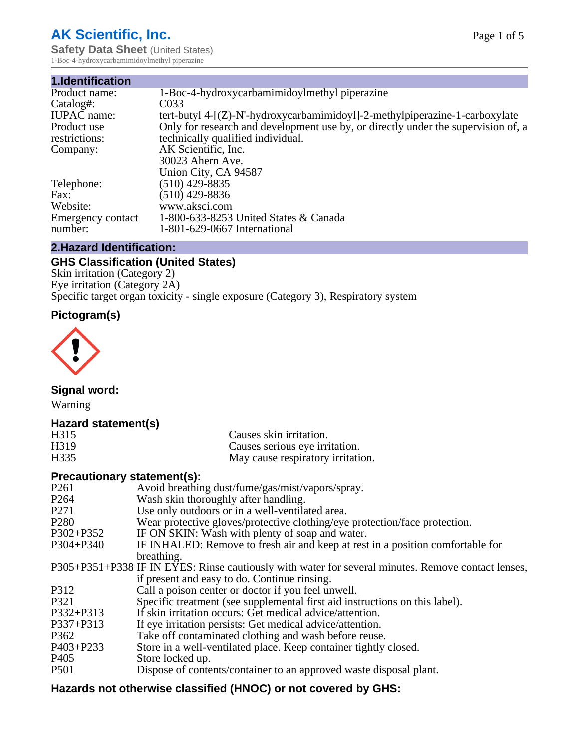# AK Scientific, Inc.

**Safety Data Sheet** (United States)

1-Boc-4-hydroxycarbamimidoylmethyl piperazine

## 1.Identification

| | |
|---|---|
| Product name: | 1-Boc-4-hydroxycarbamimidoylmethyl piperazine |
| Catalog#: | C033 |
| IUPAC name: | tert-butyl 4-[(Z)-N'-hydroxycarbamimidoyl]-2-methylpiperazine-1-carboxylate |
| Product use restrictions: | Only for research and development use by, or directly under the supervision of, a technically qualified individual. |
| Company: | AK Scientific, Inc.<br>30023 Ahern Ave.<br>Union City, CA 94587 |
| Telephone: | (510) 429-8835 |
| Fax: | (510) 429-8836 |
| Website: | www.aksci.com |
| Emergency contact number: | 1-800-633-8253 United States & Canada<br>1-801-629-0667 International |

## 2.Hazard Identification:

### GHS Classification (United States)

Skin irritation (Category 2)
Eye irritation (Category 2A)
Specific target organ toxicity - single exposure (Category 3), Respiratory system

### Pictogram(s)

### Signal word:

Warning

### Hazard statement(s)

| | |
|---|---|
| H315 | Causes skin irritation. |
| H319 | Causes serious eye irritation. |
| H335 | May cause respiratory irritation. |

### Precautionary statement(s):

| | |
|---|---|
| P261 | Avoid breathing dust/fume/gas/mist/vapors/spray. |
| P264 | Wash skin thoroughly after handling. |
| P271 | Use only outdoors or in a well-ventilated area. |
| P280 | Wear protective gloves/protective clothing/eye protection/face protection. |
| P302+P352 | IF ON SKIN: Wash with plenty of soap and water. |
| P304+P340 | IF INHALED: Remove to fresh air and keep at rest in a position comfortable for breathing. |
| P305+P351+P338 | IF IN EYES: Rinse cautiously with water for several minutes. Remove contact lenses, if present and easy to do. Continue rinsing. |
| P312 | Call a poison center or doctor if you feel unwell. |
| P321 | Specific treatment (see supplemental first aid instructions on this label). |
| P332+P313 | If skin irritation occurs: Get medical advice/attention. |
| P337+P313 | If eye irritation persists: Get medical advice/attention. |
| P362 | Take off contaminated clothing and wash before reuse. |
| P403+P233 | Store in a well-ventilated place. Keep container tightly closed. |
| P405 | Store locked up. |
| P501 | Dispose of contents/container to an approved waste disposal plant. |

### Hazards not otherwise classified (HNOC) or not covered by GHS: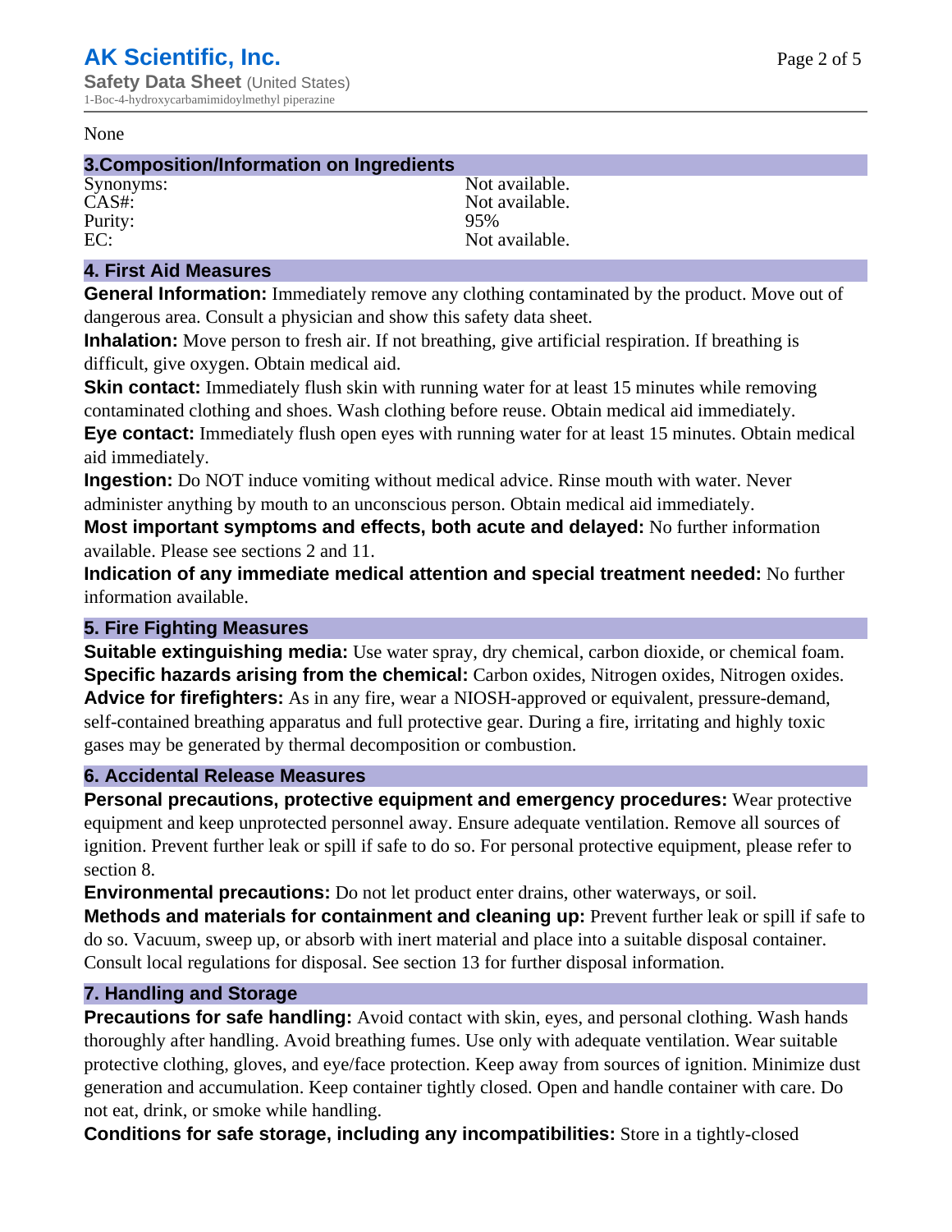None

## 3.Composition/Information on Ingredients

| | |
|---|---|
| Synonyms: | Not available. |
| CAS#: | Not available. |
| Purity: | 95% |
| EC: | Not available. |

## 4. First Aid Measures

**General Information:** Immediately remove any clothing contaminated by the product. Move out of dangerous area. Consult a physician and show this safety data sheet.

**Inhalation:** Move person to fresh air. If not breathing, give artificial respiration. If breathing is difficult, give oxygen. Obtain medical aid.

**Skin contact:** Immediately flush skin with running water for at least 15 minutes while removing contaminated clothing and shoes. Wash clothing before reuse. Obtain medical aid immediately.

**Eye contact:** Immediately flush open eyes with running water for at least 15 minutes. Obtain medical aid immediately.

**Ingestion:** Do NOT induce vomiting without medical advice. Rinse mouth with water. Never administer anything by mouth to an unconscious person. Obtain medical aid immediately.

**Most important symptoms and effects, both acute and delayed:** No further information available. Please see sections 2 and 11.

**Indication of any immediate medical attention and special treatment needed:** No further information available.

## 5. Fire Fighting Measures

**Suitable extinguishing media:** Use water spray, dry chemical, carbon dioxide, or chemical foam.

**Specific hazards arising from the chemical:** Carbon oxides, Nitrogen oxides, Nitrogen oxides.

**Advice for firefighters:** As in any fire, wear a NIOSH-approved or equivalent, pressure-demand, self-contained breathing apparatus and full protective gear. During a fire, irritating and highly toxic gases may be generated by thermal decomposition or combustion.

## 6. Accidental Release Measures

**Personal precautions, protective equipment and emergency procedures:** Wear protective equipment and keep unprotected personnel away. Ensure adequate ventilation. Remove all sources of ignition. Prevent further leak or spill if safe to do so. For personal protective equipment, please refer to section 8.

**Environmental precautions:** Do not let product enter drains, other waterways, or soil.

**Methods and materials for containment and cleaning up:** Prevent further leak or spill if safe to do so. Vacuum, sweep up, or absorb with inert material and place into a suitable disposal container. Consult local regulations for disposal. See section 13 for further disposal information.

## 7. Handling and Storage

**Precautions for safe handling:** Avoid contact with skin, eyes, and personal clothing. Wash hands thoroughly after handling. Avoid breathing fumes. Use only with adequate ventilation. Wear suitable protective clothing, gloves, and eye/face protection. Keep away from sources of ignition. Minimize dust generation and accumulation. Keep container tightly closed. Open and handle container with care. Do not eat, drink, or smoke while handling.

**Conditions for safe storage, including any incompatibilities:** Store in a tightly-closed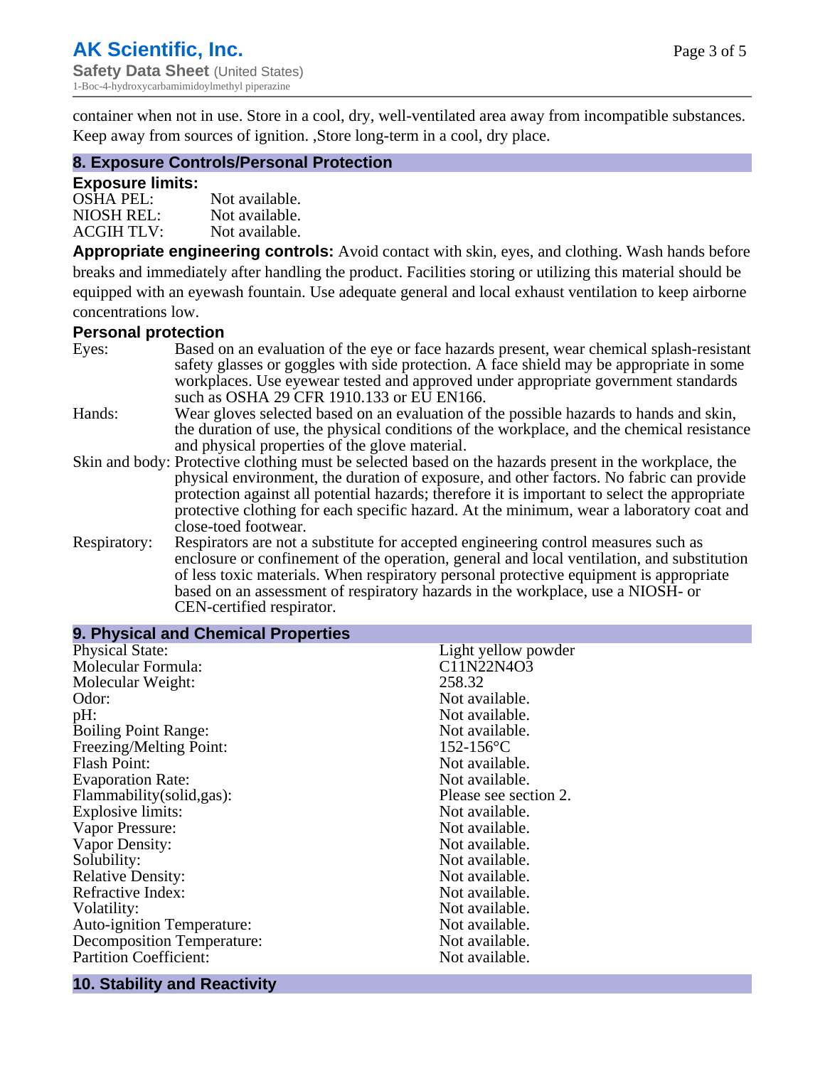container when not in use. Store in a cool, dry, well-ventilated area away from incompatible substances. Keep away from sources of ignition. ,Store long-term in a cool, dry place.

## 8. Exposure Controls/Personal Protection

### Exposure limits:

| | |
|---|---|
| OSHA PEL: | Not available. |
| NIOSH REL: | Not available. |
| ACGIH TLV: | Not available. |

**Appropriate engineering controls:** Avoid contact with skin, eyes, and clothing. Wash hands before breaks and immediately after handling the product. Facilities storing or utilizing this material should be equipped with an eyewash fountain. Use adequate general and local exhaust ventilation to keep airborne concentrations low.

### Personal protection

| | |
|---|---|
| Eyes: | Based on an evaluation of the eye or face hazards present, wear chemical splash-resistant safety glasses or goggles with side protection. A face shield may be appropriate in some workplaces. Use eyewear tested and approved under appropriate government standards such as OSHA 29 CFR 1910.133 or EU EN166. |
| Hands: | Wear gloves selected based on an evaluation of the possible hazards to hands and skin, the duration of use, the physical conditions of the workplace, and the chemical resistance and physical properties of the glove material. |
| Skin and body: | Protective clothing must be selected based on the hazards present in the workplace, the physical environment, the duration of exposure, and other factors. No fabric can provide protection against all potential hazards; therefore it is important to select the appropriate protective clothing for each specific hazard. At the minimum, wear a laboratory coat and close-toed footwear. |
| Respiratory: | Respirators are not a substitute for accepted engineering control measures such as enclosure or confinement of the operation, general and local ventilation, and substitution of less toxic materials. When respiratory personal protective equipment is appropriate based on an assessment of respiratory hazards in the workplace, use a NIOSH- or CEN-certified respirator. |

## 9. Physical and Chemical Properties

| | |
|---|---|
| Physical State: | Light yellow powder |
| Molecular Formula: | $C_{11}H_{22}N_4O_3$ |
| Molecular Weight: | 258.32 |
| Odor: | Not available. |
| pH: | Not available. |
| Boiling Point Range: | Not available. |
| Freezing/Melting Point: | 152-156°C |
| Flash Point: | Not available. |
| Evaporation Rate: | Not available. |
| Flammability(solid,gas): | Please see section 2. |
| Explosive limits: | Not available. |
| Vapor Pressure: | Not available. |
| Vapor Density: | Not available. |
| Solubility: | Not available. |
| Relative Density: | Not available. |
| Refractive Index: | Not available. |
| Volatility: | Not available. |
| Auto-ignition Temperature: | Not available. |
| Decomposition Temperature: | Not available. |
| Partition Coefficient: | Not available. |

## 10. Stability and Reactivity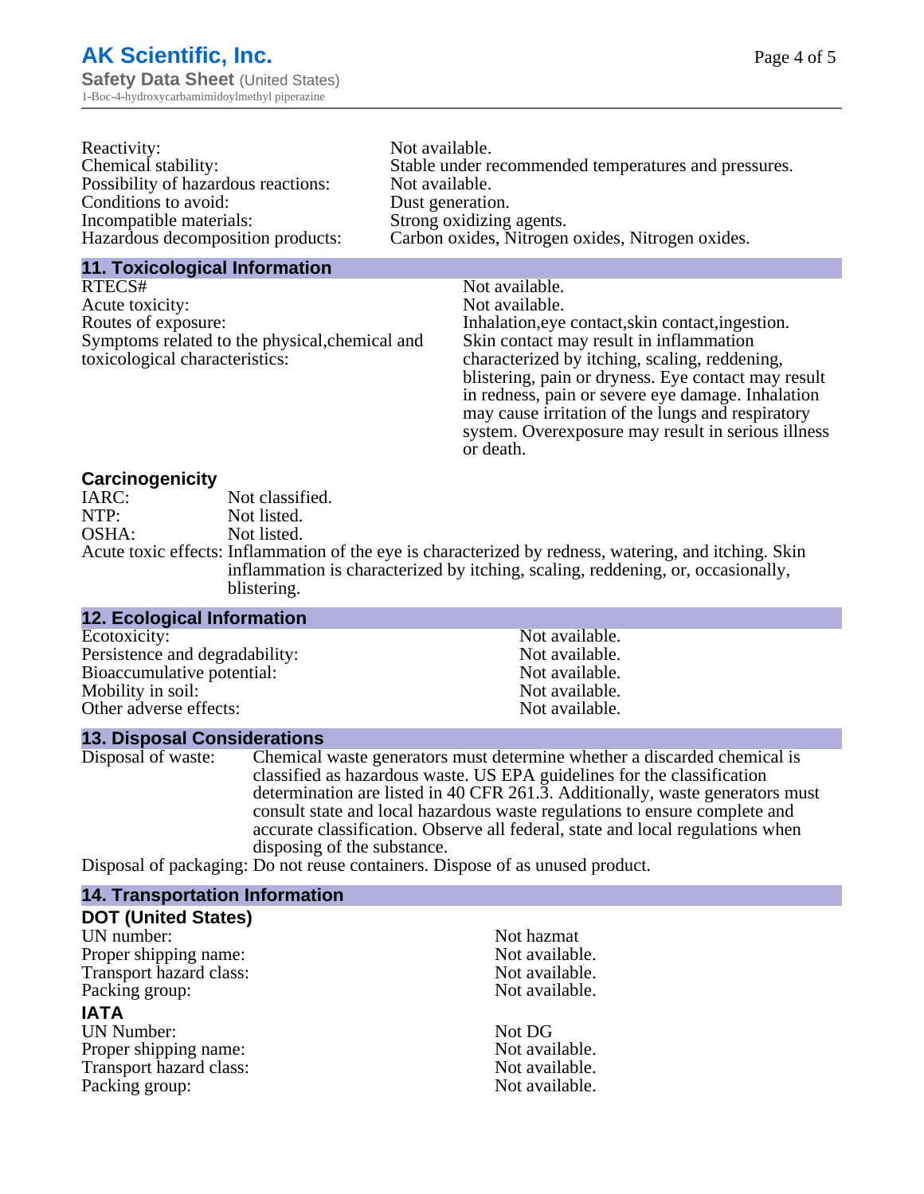| | |
|---|---|
| Reactivity: | Not available. |
| Chemical stability: | Stable under recommended temperatures and pressures. |
| Possibility of hazardous reactions: | Not available. |
| Conditions to avoid: | Dust generation. |
| Incompatible materials: | Strong oxidizing agents. |
| Hazardous decomposition products: | Carbon oxides, Nitrogen oxides, Nitrogen oxides. |

## 11. Toxicological Information

| | |
|---|---|
| RTECS# | Not available. |
| Acute toxicity: | Not available. |
| Routes of exposure: | Inhalation,eye contact,skin contact,ingestion. |
| Symptoms related to the physical,chemical and toxicological characteristics: | Skin contact may result in inflammation characterized by itching, scaling, reddening, blistering, pain or dryness. Eye contact may result in redness, pain or severe eye damage. Inhalation may cause irritation of the lungs and respiratory system. Overexposure may result in serious illness or death. |

### Carcinogenicity

| | |
|---|---|
| IARC: | Not classified. |
| NTP: | Not listed. |
| OSHA: | Not listed. |
| Acute toxic effects: | Inflammation of the eye is characterized by redness, watering, and itching. Skin inflammation is characterized by itching, scaling, reddening, or, occasionally, blistering. |

## 12. Ecological Information

| | |
|---|---|
| Ecotoxicity: | Not available. |
| Persistence and degradability: | Not available. |
| Bioaccumulative potential: | Not available. |
| Mobility in soil: | Not available. |
| Other adverse effects: | Not available. |

## 13. Disposal Considerations

| | |
|---|---|
| Disposal of waste: | Chemical waste generators must determine whether a discarded chemical is classified as hazardous waste. US EPA guidelines for the classification determination are listed in 40 CFR 261.3. Additionally, waste generators must consult state and local hazardous waste regulations to ensure complete and accurate classification. Observe all federal, state and local regulations when disposing of the substance. |
| Disposal of packaging: | Do not reuse containers. Dispose of as unused product. |

## 14. Transportation Information

### DOT (United States)

| | |
|---|---|
| UN number: | Not hazmat |
| Proper shipping name: | Not available. |
| Transport hazard class: | Not available. |
| Packing group: | Not available. |

### IATA

| | |
|---|---|
| UN Number: | Not DG |
| Proper shipping name: | Not available. |
| Transport hazard class: | Not available. |
| Packing group: | Not available. |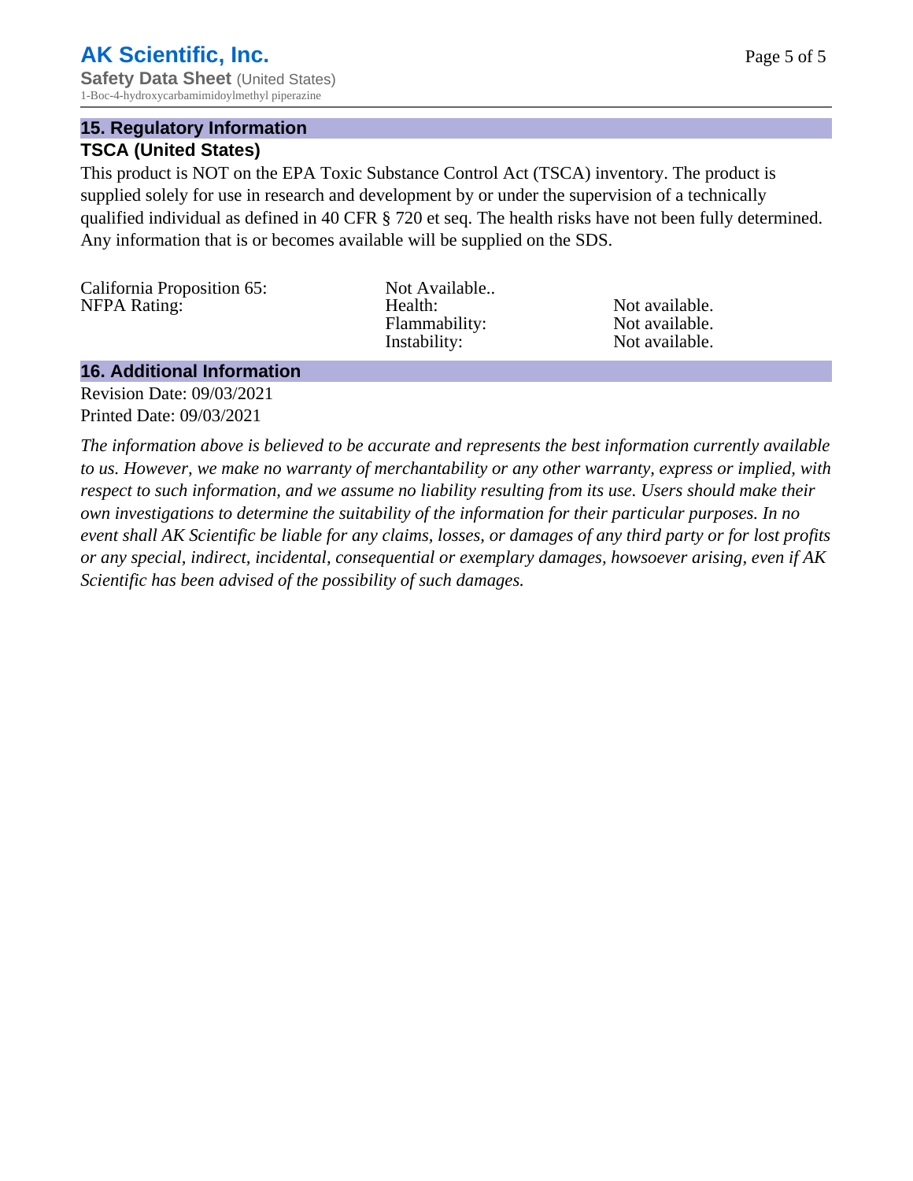## 15. Regulatory Information

### TSCA (United States)

This product is NOT on the EPA Toxic Substance Control Act (TSCA) inventory. The product is supplied solely for use in research and development by or under the supervision of a technically qualified individual as defined in 40 CFR § 720 et seq. The health risks have not been fully determined. Any information that is or becomes available will be supplied on the SDS.

| | | |
|---|---|---|
| California Proposition 65: | Not Available.. | |
| NFPA Rating: | Health: | Not available. |
| | Flammability: | Not available. |
| | Instability: | Not available. |

## 16. Additional Information

Revision Date: 09/03/2021
Printed Date: 09/03/2021

*The information above is believed to be accurate and represents the best information currently available to us. However, we make no warranty of merchantability or any other warranty, express or implied, with respect to such information, and we assume no liability resulting from its use. Users should make their own investigations to determine the suitability of the information for their particular purposes. In no event shall AK Scientific be liable for any claims, losses, or damages of any third party or for lost profits or any special, indirect, incidental, consequential or exemplary damages, howsoever arising, even if AK Scientific has been advised of the possibility of such damages.*